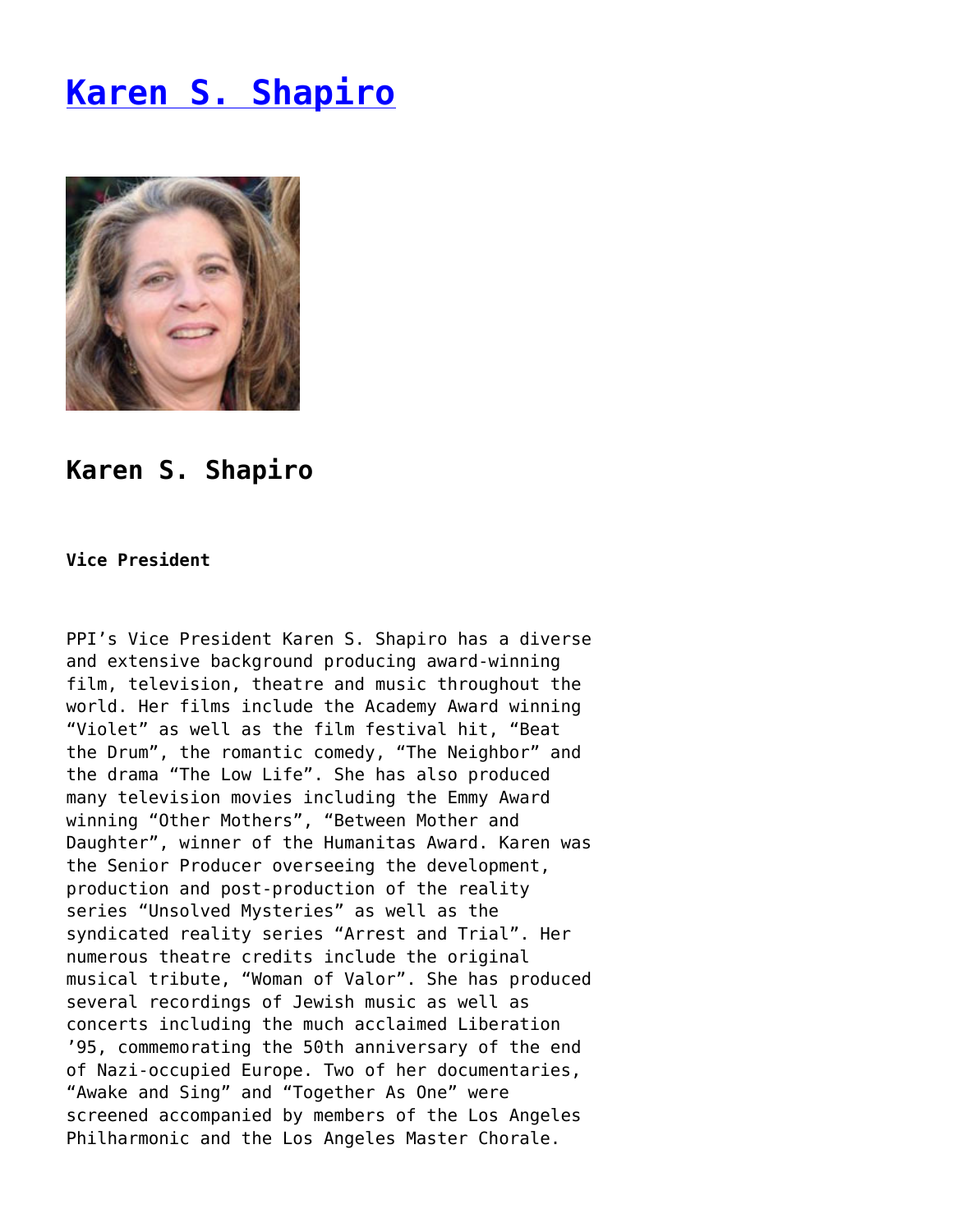# [Karen S. Shapiro]()

## Karen S. Shapiro

**Vice President**

PPI's Vice President Karen S. Shapiro has a diverse and extensive background producing award-winning film, television, theatre and music throughout the world. Her films include the Academy Award winning "Violet" as well as the film festival hit, "Beat the Drum", the romantic comedy, "The Neighbor" and the drama "The Low Life". She has also produced many television movies including the Emmy Award winning "Other Mothers", "Between Mother and Daughter", winner of the Humanitas Award. Karen was the Senior Producer overseeing the development, production and post-production of the reality series "Unsolved Mysteries" as well as the syndicated reality series "Arrest and Trial". Her numerous theatre credits include the original musical tribute, "Woman of Valor". She has produced several recordings of Jewish music as well as concerts including the much acclaimed Liberation '95, commemorating the 50th anniversary of the end of Nazi-occupied Europe. Two of her documentaries, "Awake and Sing" and "Together As One" were screened accompanied by members of the Los Angeles Philharmonic and the Los Angeles Master Chorale.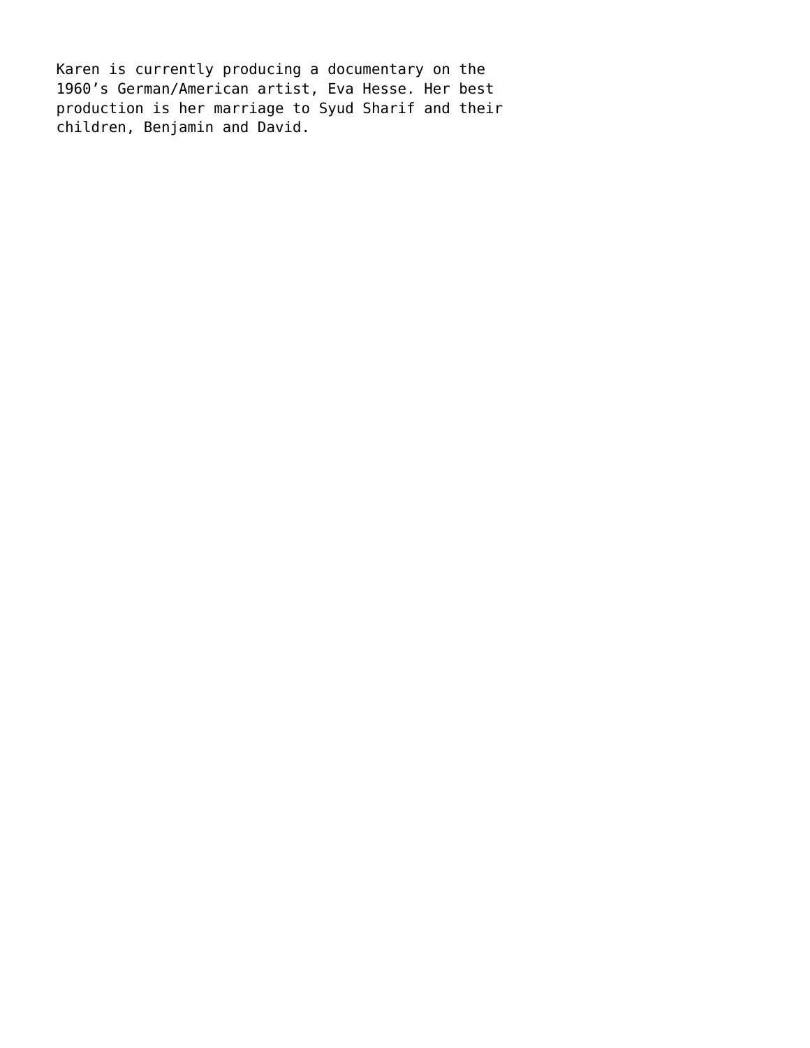Karen is currently producing a documentary on the 1960's German/American artist, Eva Hesse. Her best production is her marriage to Syud Sharif and their children, Benjamin and David.